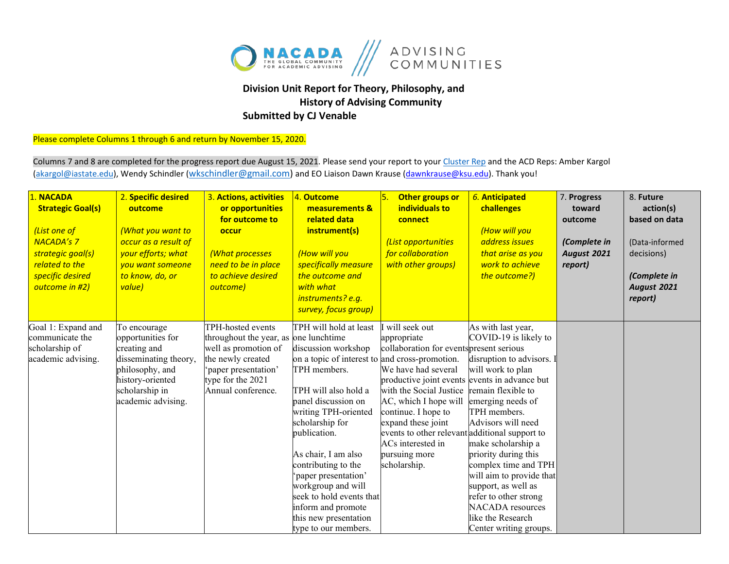**Division Unit Report for Theory, Philosophy, and History of Advising Community**
**Submitted by CJ Venable**

Please complete Columns 1 through 6 and return by November 15, 2020.

Columns 7 and 8 are completed for the progress report due August 15, 2021. Please send your report to your Cluster Rep and the ACD Reps: Amber Kargol (akargol@iastate.edu), Wendy Schindler (wkschindler@gmail.com) and EO Liaison Dawn Krause (dawnkrause@ksu.edu). Thank you!

| 1. **NACADA Strategic Goal(s)** *(List one of NACADA's 7 strategic goal(s) related to the specific desired outcome in #2)* | 2. **Specific desired outcome** *(What you want to occur as a result of your efforts; what you want someone to know, do, or value)* | 3. **Actions, activities or opportunities for outcome to occur** *(What processes need to be in place to achieve desired outcome)* | 4. **Outcome measurements & related data instrument(s)** *(How will you specifically measure the outcome and with what instruments? e.g. survey, focus group)* | 5. **Other groups or individuals to connect** *(List opportunities for collaboration with other groups)* | 6. **Anticipated challenges** *(How will you address issues that arise as you work to achieve the outcome?)* | 7. **Progress toward outcome** ***(Complete in August 2021 report)*** | 8. **Future action(s) based on data** (Data-informed decisions) ***(Complete in August 2021 report)*** |
|---|---|---|---|---|---|---|---|
| Goal 1: Expand and communicate the scholarship of academic advising. | To encourage opportunities for creating and disseminating theory, philosophy, and history-oriented scholarship in academic advising. | TPH-hosted events throughout the year, as well as promotion of the newly created 'paper presentation' type for the 2021 Annual conference. | TPH will hold at least one lunchtime discussion workshop on a topic of interest to TPH members.<br><br>TPH will also hold a panel discussion on writing TPH-oriented scholarship for publication.<br><br>As chair, I am also contributing to the 'paper presentation' workgroup and will seek to hold events that inform and promote this new presentation type to our members. | I will seek out appropriate collaboration for events and cross-promotion. We have had several productive joint events with the Social Justice AC, which I hope will continue. I hope to expand these joint events to other relevant ACs interested in pursuing more scholarship. | As with last year, COVID-19 is likely to present serious disruption to advisors. I will work to plan events in advance but remain flexible to emerging needs of TPH members. Advisors will need additional support to make scholarship a priority during this complex time and TPH will aim to provide that support, as well as refer to other strong NACADA resources like the Research Center writing groups. | | |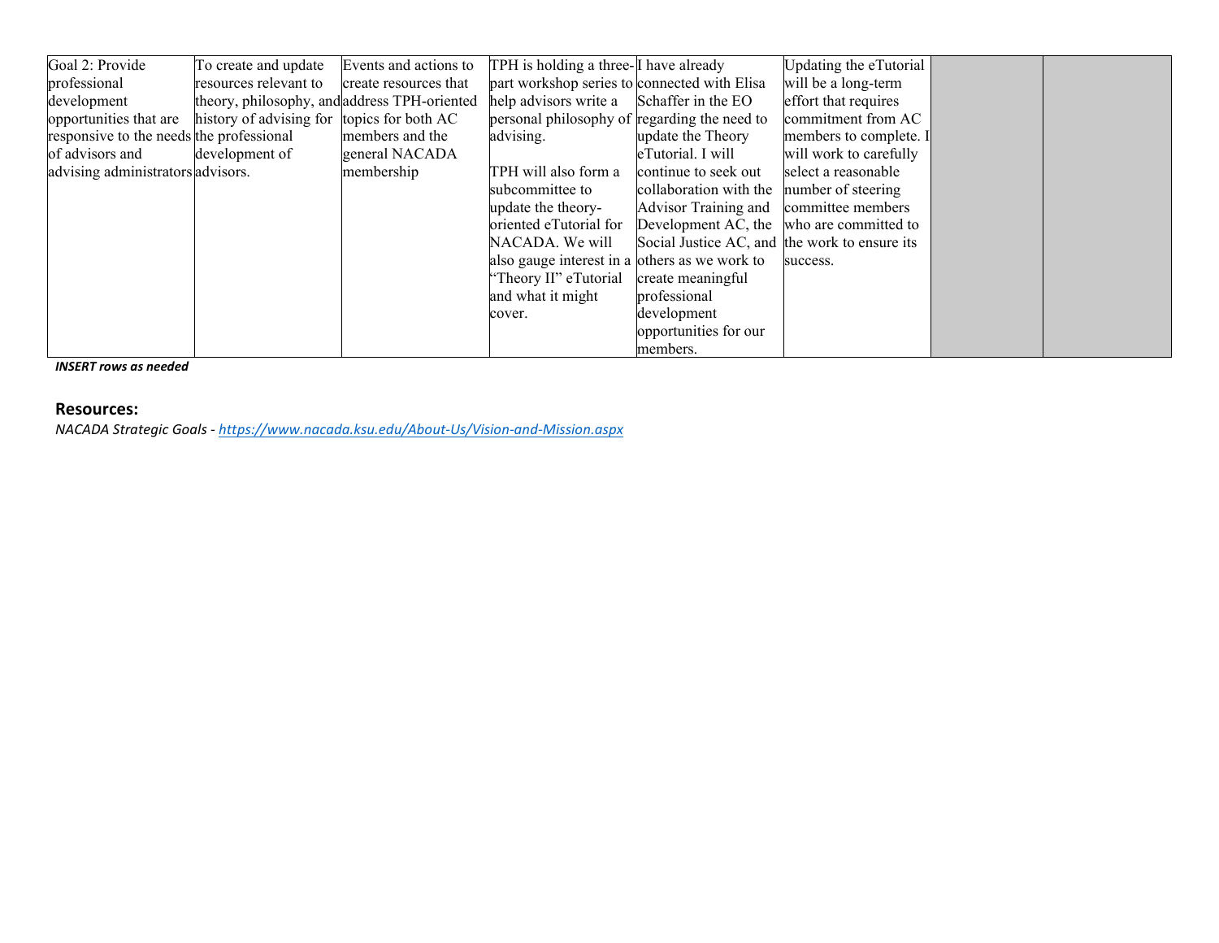| | | | | | | | |
|---|---|---|---|---|---|---|---|
| Goal 2: Provide professional development opportunities that are responsive to the needs of advisors and advising administrators | To create and update resources relevant to theory, philosophy, and history of advising for the professional development of advisors. | Events and actions to create resources that address TPH-oriented topics for both AC members and the general NACADA membership | TPH is holding a three-part workshop series to help advisors write a personal philosophy of advising.<br><br>TPH will also form a subcommittee to update the theory-oriented eTutorial for NACADA. We will also gauge interest in a "Theory II" eTutorial and what it might cover. | I have already connected with Elisa Schaffer in the EO regarding the need to update the Theory eTutorial. I will continue to seek out collaboration with the Advisor Training and Development AC, the Social Justice AC, and others as we work to create meaningful professional development opportunities for our members. | Updating the eTutorial will be a long-term effort that requires commitment from AC members to complete. I will work to carefully select a reasonable number of steering committee members who are committed to the work to ensure its success. | | |

***INSERT rows as needed***

## Resources:

*NACADA Strategic Goals - https://www.nacada.ksu.edu/About-Us/Vision-and-Mission.aspx*